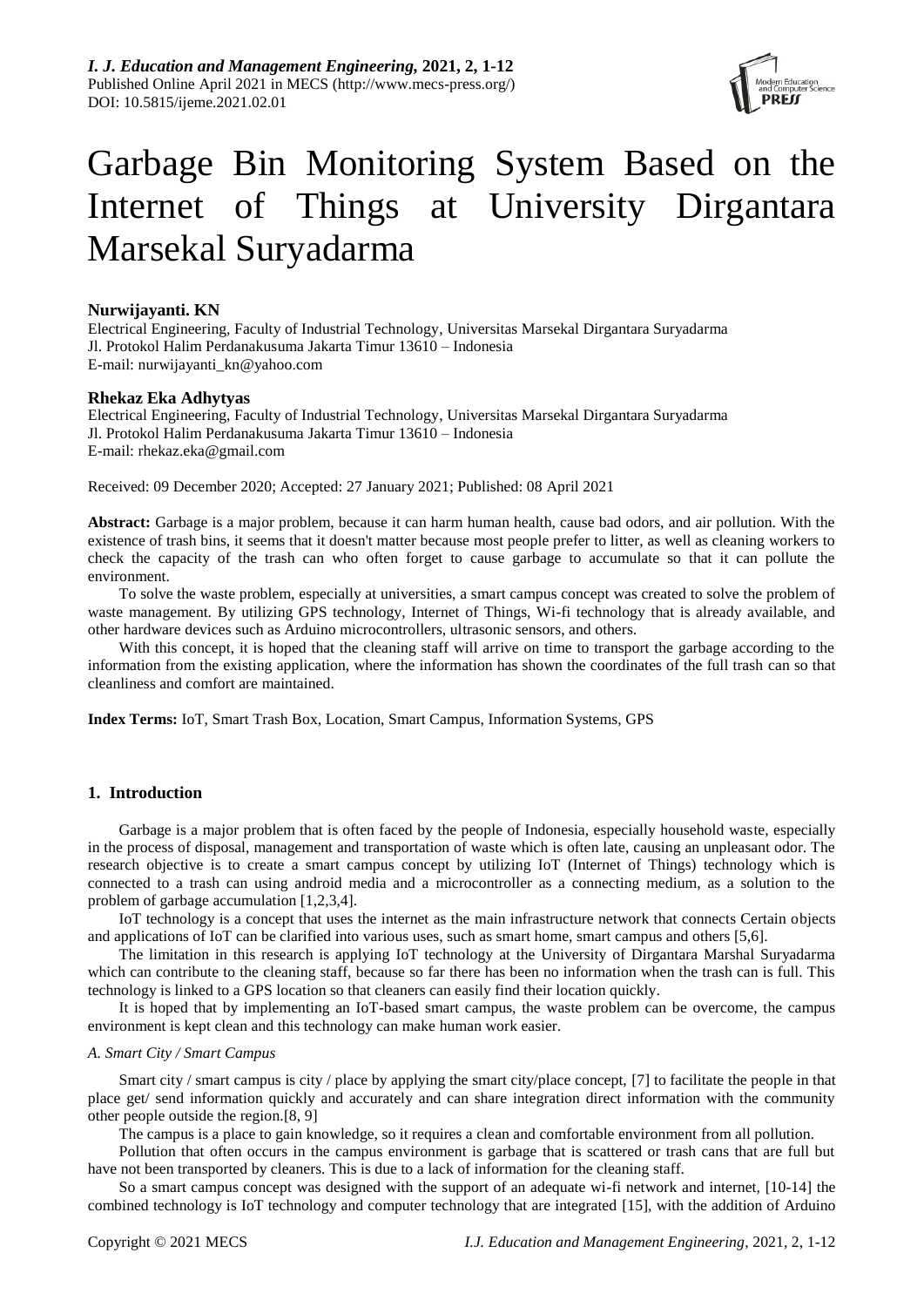# Garbage Bin Monitoring System Based on the Internet of Things at University Dirgantara Marsekal Suryadarma

**Nurwijayanti. KN**

Electrical Engineering, Faculty of Industrial Technology, Universitas Marsekal Dirgantara Suryadarma
Jl. Protokol Halim Perdanakusuma Jakarta Timur 13610 – Indonesia
E-mail: nurwijayanti_kn@yahoo.com

**Rhekaz Eka Adhytyas**

Electrical Engineering, Faculty of Industrial Technology, Universitas Marsekal Dirgantara Suryadarma
Jl. Protokol Halim Perdanakusuma Jakarta Timur 13610 – Indonesia
E-mail: rhekaz.eka@gmail.com

Received: 09 December 2020; Accepted: 27 January 2021; Published: 08 April 2021

**Abstract:** Garbage is a major problem, because it can harm human health, cause bad odors, and air pollution. With the existence of trash bins, it seems that it doesn't matter because most people prefer to litter, as well as cleaning workers to check the capacity of the trash can who often forget to cause garbage to accumulate so that it can pollute the environment.

To solve the waste problem, especially at universities, a smart campus concept was created to solve the problem of waste management. By utilizing GPS technology, Internet of Things, Wi-fi technology that is already available, and other hardware devices such as Arduino microcontrollers, ultrasonic sensors, and others.

With this concept, it is hoped that the cleaning staff will arrive on time to transport the garbage according to the information from the existing application, where the information has shown the coordinates of the full trash can so that cleanliness and comfort are maintained.

**Index Terms:** IoT, Smart Trash Box, Location, Smart Campus, Information Systems, GPS

## 1. Introduction

Garbage is a major problem that is often faced by the people of Indonesia, especially household waste, especially in the process of disposal, management and transportation of waste which is often late, causing an unpleasant odor. The research objective is to create a smart campus concept by utilizing IoT (Internet of Things) technology which is connected to a trash can using android media and a microcontroller as a connecting medium, as a solution to the problem of garbage accumulation [1,2,3,4].

IoT technology is a concept that uses the internet as the main infrastructure network that connects Certain objects and applications of IoT can be clarified into various uses, such as smart home, smart campus and others [5,6].

The limitation in this research is applying IoT technology at the University of Dirgantara Marshal Suryadarma which can contribute to the cleaning staff, because so far there has been no information when the trash can is full. This technology is linked to a GPS location so that cleaners can easily find their location quickly.

It is hoped that by implementing an IoT-based smart campus, the waste problem can be overcome, the campus environment is kept clean and this technology can make human work easier.

### *A. Smart City / Smart Campus*

Smart city / smart campus is city / place by applying the smart city/place concept, [7] to facilitate the people in that place get/ send information quickly and accurately and can share integration direct information with the community other people outside the region.[8, 9]

The campus is a place to gain knowledge, so it requires a clean and comfortable environment from all pollution.

Pollution that often occurs in the campus environment is garbage that is scattered or trash cans that are full but have not been transported by cleaners. This is due to a lack of information for the cleaning staff.

So a smart campus concept was designed with the support of an adequate wi-fi network and internet, [10-14] the combined technology is IoT technology and computer technology that are integrated [15], with the addition of Arduino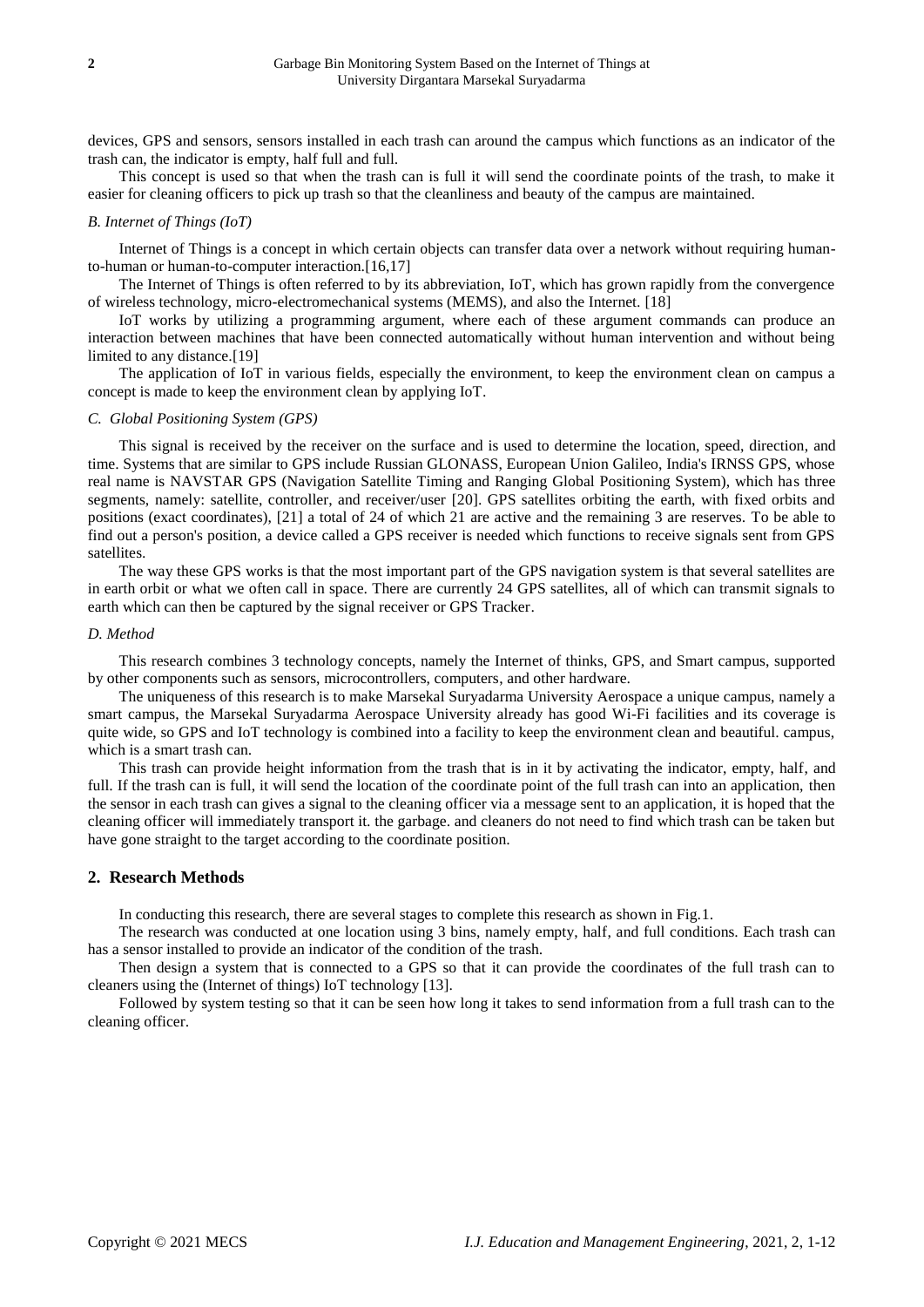devices, GPS and sensors, sensors installed in each trash can around the campus which functions as an indicator of the trash can, the indicator is empty, half full and full.

This concept is used so that when the trash can is full it will send the coordinate points of the trash, to make it easier for cleaning officers to pick up trash so that the cleanliness and beauty of the campus are maintained.

### *B. Internet of Things (IoT)*

Internet of Things is a concept in which certain objects can transfer data over a network without requiring human-to-human or human-to-computer interaction.[16,17]

The Internet of Things is often referred to by its abbreviation, IoT, which has grown rapidly from the convergence of wireless technology, micro-electromechanical systems (MEMS), and also the Internet. [18]

IoT works by utilizing a programming argument, where each of these argument commands can produce an interaction between machines that have been connected automatically without human intervention and without being limited to any distance.[19]

The application of IoT in various fields, especially the environment, to keep the environment clean on campus a concept is made to keep the environment clean by applying IoT.

### *C. Global Positioning System (GPS)*

This signal is received by the receiver on the surface and is used to determine the location, speed, direction, and time. Systems that are similar to GPS include Russian GLONASS, European Union Galileo, India's IRNSS GPS, whose real name is NAVSTAR GPS (Navigation Satellite Timing and Ranging Global Positioning System), which has three segments, namely: satellite, controller, and receiver/user [20]. GPS satellites orbiting the earth, with fixed orbits and positions (exact coordinates), [21] a total of 24 of which 21 are active and the remaining 3 are reserves. To be able to find out a person's position, a device called a GPS receiver is needed which functions to receive signals sent from GPS satellites.

The way these GPS works is that the most important part of the GPS navigation system is that several satellites are in earth orbit or what we often call in space. There are currently 24 GPS satellites, all of which can transmit signals to earth which can then be captured by the signal receiver or GPS Tracker.

### *D. Method*

This research combines 3 technology concepts, namely the Internet of thinks, GPS, and Smart campus, supported by other components such as sensors, microcontrollers, computers, and other hardware.

The uniqueness of this research is to make Marsekal Suryadarma University Aerospace a unique campus, namely a smart campus, the Marsekal Suryadarma Aerospace University already has good Wi-Fi facilities and its coverage is quite wide, so GPS and IoT technology is combined into a facility to keep the environment clean and beautiful. campus, which is a smart trash can.

This trash can provide height information from the trash that is in it by activating the indicator, empty, half, and full. If the trash can is full, it will send the location of the coordinate point of the full trash can into an application, then the sensor in each trash can gives a signal to the cleaning officer via a message sent to an application, it is hoped that the cleaning officer will immediately transport it. the garbage. and cleaners do not need to find which trash can be taken but have gone straight to the target according to the coordinate position.

## 2. Research Methods

In conducting this research, there are several stages to complete this research as shown in Fig.1.

The research was conducted at one location using 3 bins, namely empty, half, and full conditions. Each trash can has a sensor installed to provide an indicator of the condition of the trash.

Then design a system that is connected to a GPS so that it can provide the coordinates of the full trash can to cleaners using the (Internet of things) IoT technology [13].

Followed by system testing so that it can be seen how long it takes to send information from a full trash can to the cleaning officer.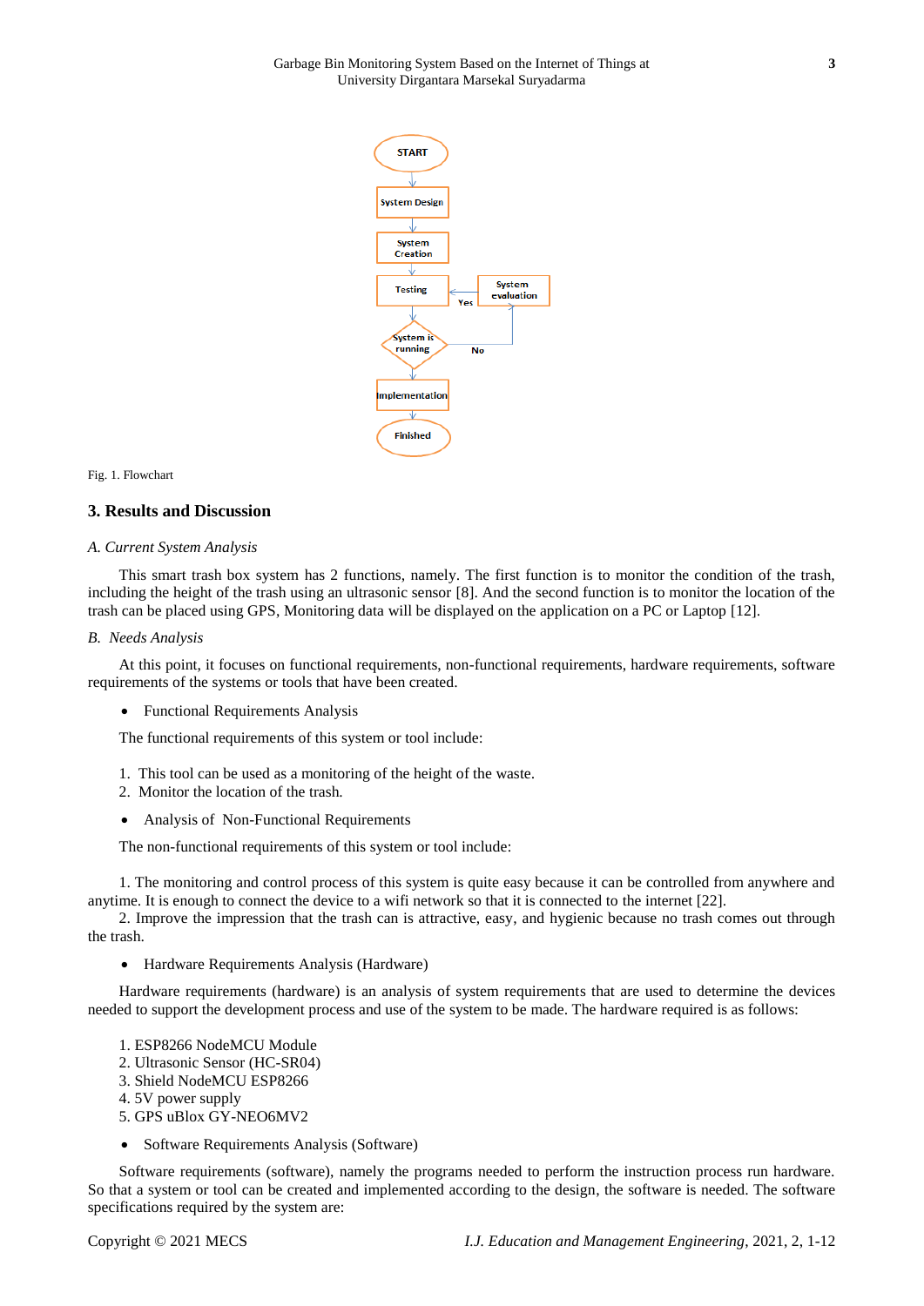Fig. 1. Flowchart

## 3. Results and Discussion

*A. Current System Analysis*

This smart trash box system has 2 functions, namely. The first function is to monitor the condition of the trash, including the height of the trash using an ultrasonic sensor [8]. And the second function is to monitor the location of the trash can be placed using GPS, Monitoring data will be displayed on the application on a PC or Laptop [12].

*B. Needs Analysis*

At this point, it focuses on functional requirements, non-functional requirements, hardware requirements, software requirements of the systems or tools that have been created.

- Functional Requirements Analysis

The functional requirements of this system or tool include:

1. This tool can be used as a monitoring of the height of the waste.
2. Monitor the location of the trash.

- Analysis of Non-Functional Requirements

The non-functional requirements of this system or tool include:

1. The monitoring and control process of this system is quite easy because it can be controlled from anywhere and anytime. It is enough to connect the device to a wifi network so that it is connected to the internet [22].
2. Improve the impression that the trash can is attractive, easy, and hygienic because no trash comes out through the trash.

- Hardware Requirements Analysis (Hardware)

Hardware requirements (hardware) is an analysis of system requirements that are used to determine the devices needed to support the development process and use of the system to be made. The hardware required is as follows:

1. ESP8266 NodeMCU Module
2. Ultrasonic Sensor (HC-SR04)
3. Shield NodeMCU ESP8266
4. 5V power supply
5. GPS uBlox GY-NEO6MV2

- Software Requirements Analysis (Software)

Software requirements (software), namely the programs needed to perform the instruction process run hardware. So that a system or tool can be created and implemented according to the design, the software is needed. The software specifications required by the system are: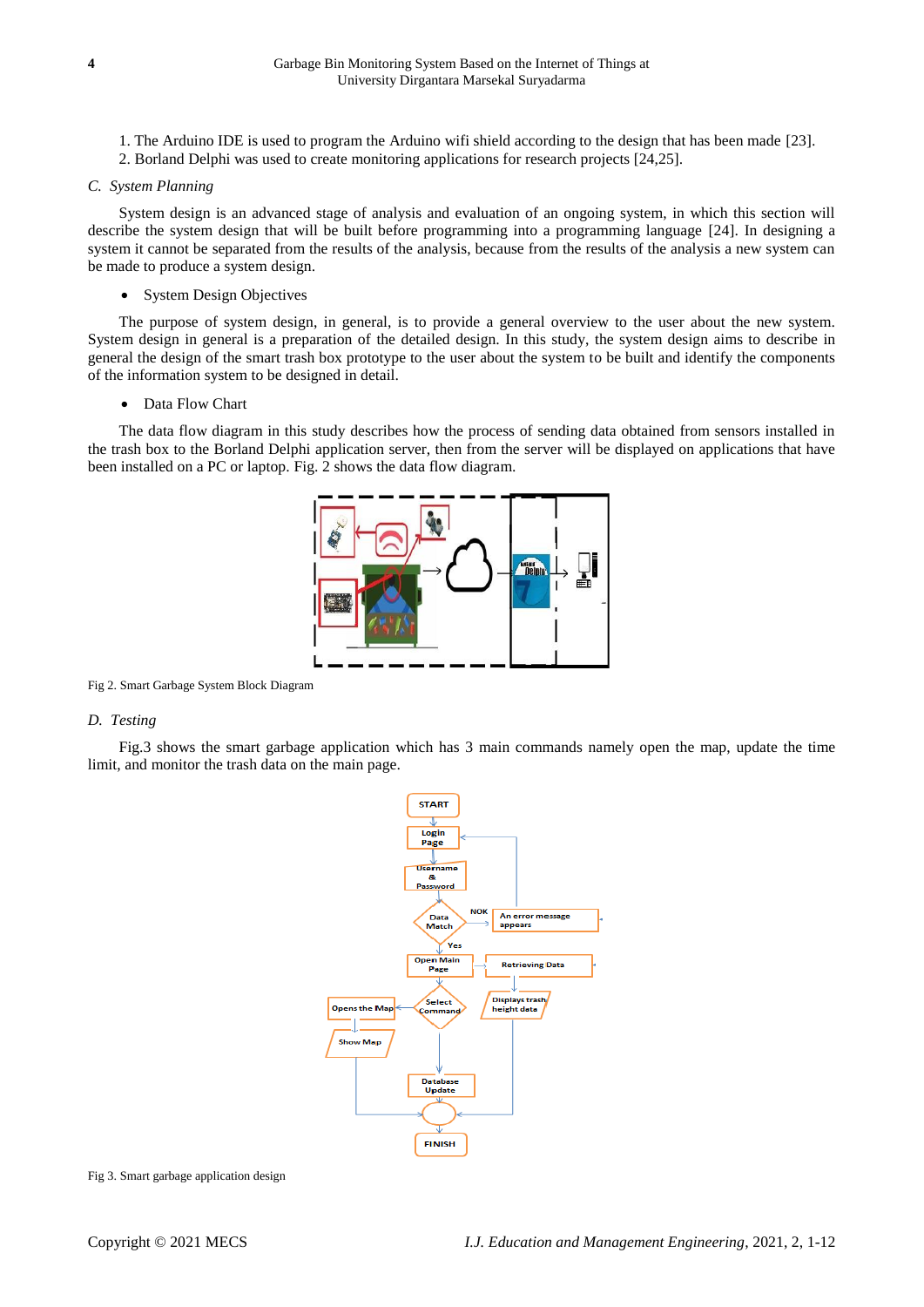1. The Arduino IDE is used to program the Arduino wifi shield according to the design that has been made [23].
2. Borland Delphi was used to create monitoring applications for research projects [24,25].

### *C. System Planning*

System design is an advanced stage of analysis and evaluation of an ongoing system, in which this section will describe the system design that will be built before programming into a programming language [24]. In designing a system it cannot be separated from the results of the analysis, because from the results of the analysis a new system can be made to produce a system design.

- System Design Objectives

The purpose of system design, in general, is to provide a general overview to the user about the new system. System design in general is a preparation of the detailed design. In this study, the system design aims to describe in general the design of the smart trash box prototype to the user about the system to be built and identify the components of the information system to be designed in detail.

- Data Flow Chart

The data flow diagram in this study describes how the process of sending data obtained from sensors installed in the trash box to the Borland Delphi application server, then from the server will be displayed on applications that have been installed on a PC or laptop. Fig. 2 shows the data flow diagram.

Fig 2. Smart Garbage System Block Diagram

### *D. Testing*

Fig.3 shows the smart garbage application which has 3 main commands namely open the map, update the time limit, and monitor the trash data on the main page.

Fig 3. Smart garbage application design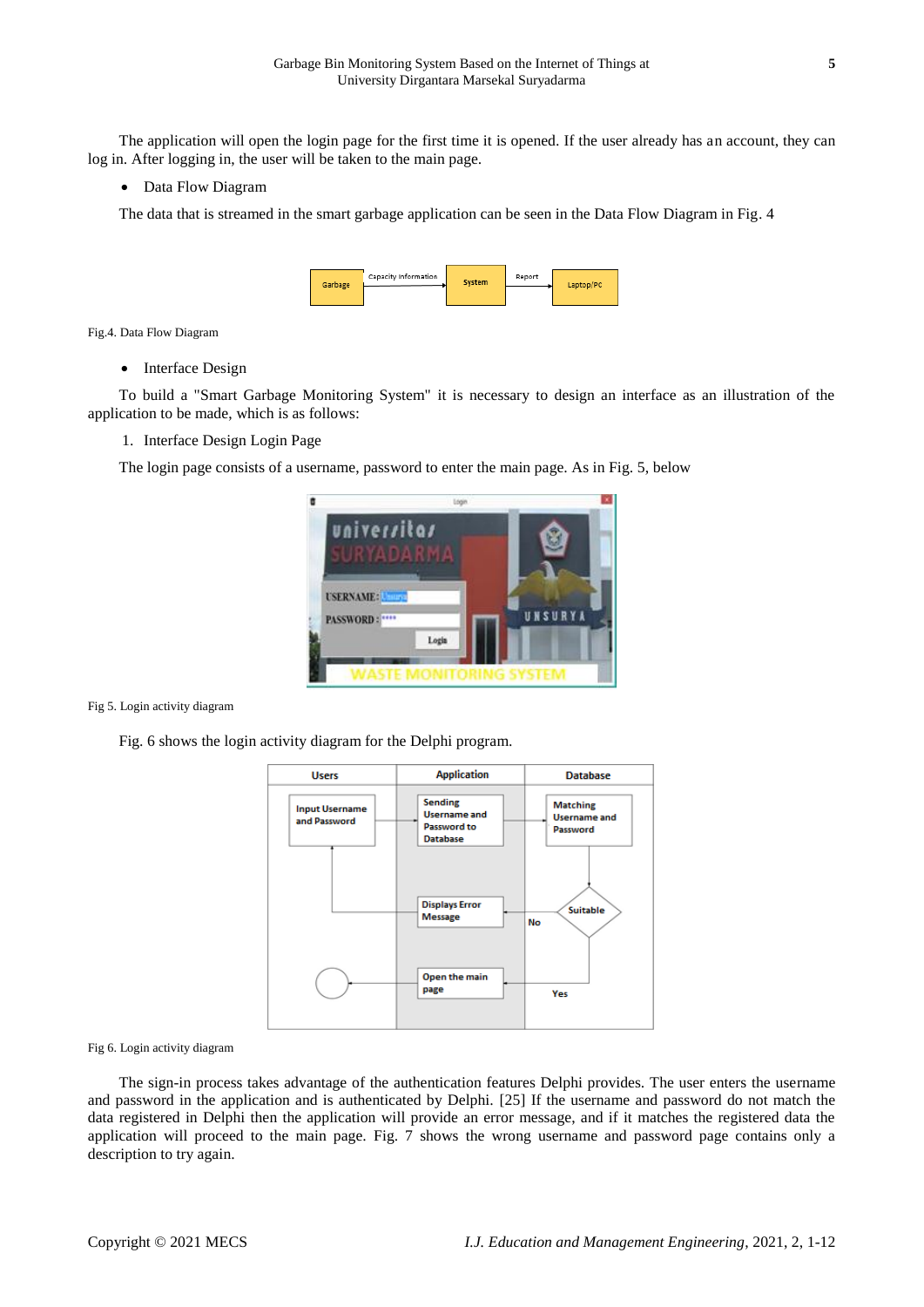The application will open the login page for the first time it is opened. If the user already has an account, they can log in. After logging in, the user will be taken to the main page.

- Data Flow Diagram

The data that is streamed in the smart garbage application can be seen in the Data Flow Diagram in Fig. 4

Fig.4. Data Flow Diagram

- Interface Design

To build a "Smart Garbage Monitoring System" it is necessary to design an interface as an illustration of the application to be made, which is as follows:

1. Interface Design Login Page

The login page consists of a username, password to enter the main page. As in Fig. 5, below

Fig 5. Login activity diagram

Fig. 6 shows the login activity diagram for the Delphi program.

Fig 6. Login activity diagram

The sign-in process takes advantage of the authentication features Delphi provides. The user enters the username and password in the application and is authenticated by Delphi. [25] If the username and password do not match the data registered in Delphi then the application will provide an error message, and if it matches the registered data the application will proceed to the main page. Fig. 7 shows the wrong username and password page contains only a description to try again.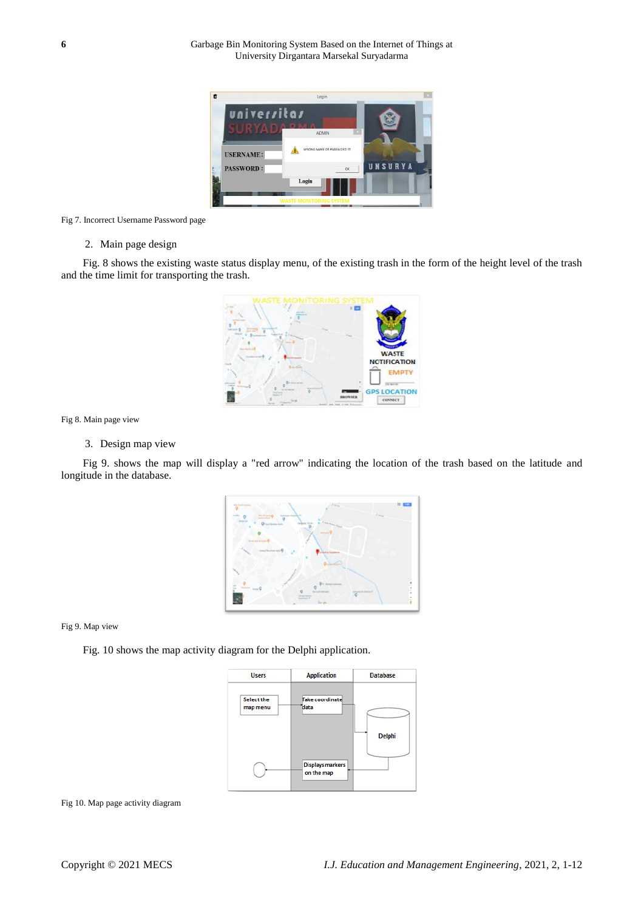Fig 7. Incorrect Username Password page

2. Main page design

Fig. 8 shows the existing waste status display menu, of the existing trash in the form of the height level of the trash and the time limit for transporting the trash.

Fig 8. Main page view

3. Design map view

Fig 9. shows the map will display a "red arrow" indicating the location of the trash based on the latitude and longitude in the database.

Fig 9. Map view

Fig. 10 shows the map activity diagram for the Delphi application.

Fig 10. Map page activity diagram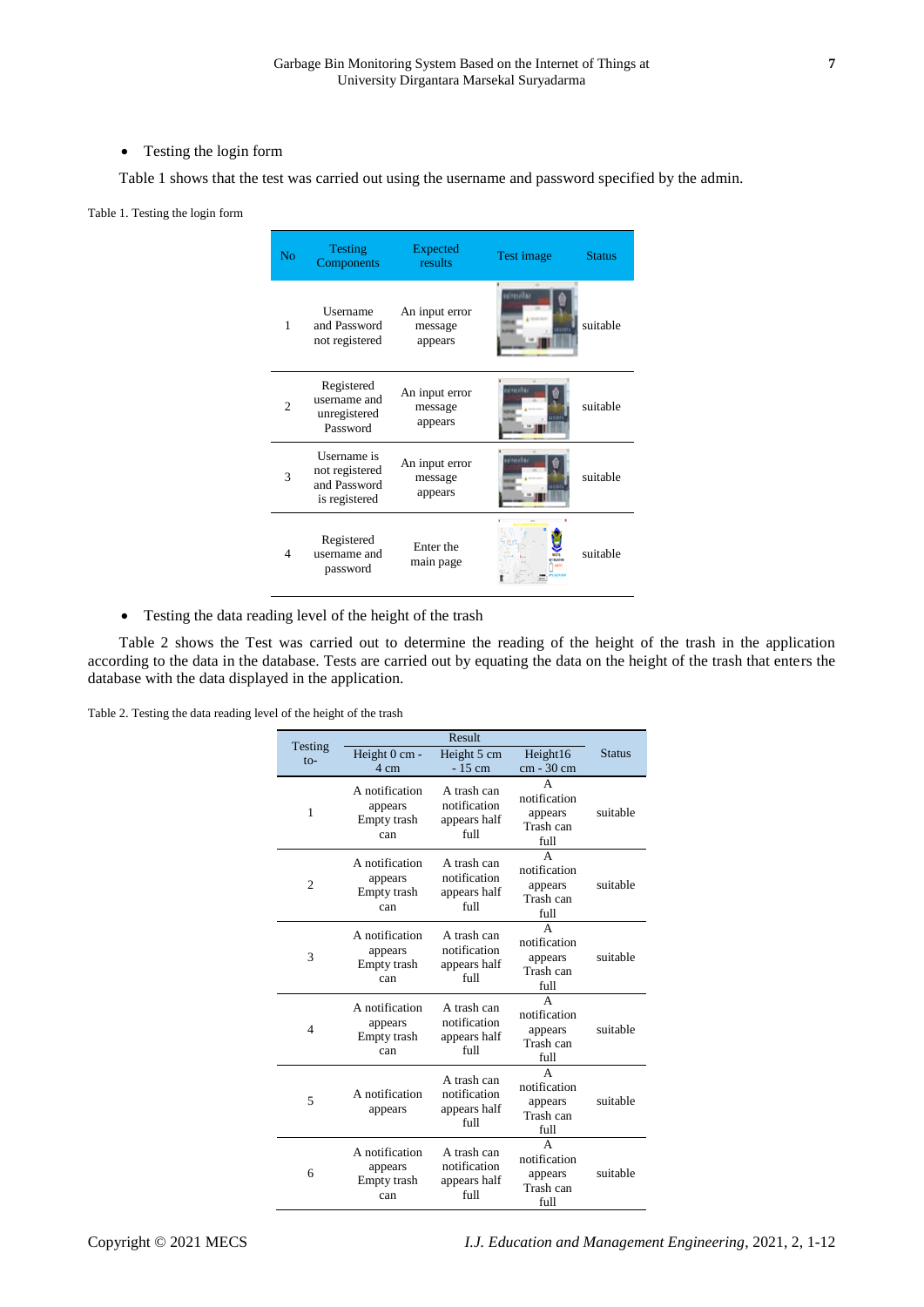- Testing the login form

Table 1 shows that the test was carried out using the username and password specified by the admin.

Table 1. Testing the login form

| No | Testing Components | Expected results | Test image | Status |
|---|---|---|---|---|
| 1 | Username and Password not registered | An input error message appears | | suitable |
| 2 | Registered username and unregistered Password | An input error message appears | | suitable |
| 3 | Username is not registered and Password is registered | An input error message appears | | suitable |
| 4 | Registered username and password | Enter the main page | | suitable |

- Testing the data reading level of the height of the trash

Table 2 shows the Test was carried out to determine the reading of the height of the trash in the application according to the data in the database. Tests are carried out by equating the data on the height of the trash that enters the database with the data displayed in the application.

Table 2. Testing the data reading level of the height of the trash

| Testing to- | Result | | | Status |
|---|---|---|---|---|
| | Height 0 cm - 4 cm | Height 5 cm - 15 cm | Height16 cm - 30 cm | |
| 1 | A notification appears Empty trash can | A trash can notification appears half full | A notification appears Trash can full | suitable |
| 2 | A notification appears Empty trash can | A trash can notification appears half full | A notification appears Trash can full | suitable |
| 3 | A notification appears Empty trash can | A trash can notification appears half full | A notification appears Trash can full | suitable |
| 4 | A notification appears Empty trash can | A trash can notification appears half full | A notification appears Trash can full | suitable |
| 5 | A notification appears | A trash can notification appears half full | A notification appears Trash can full | suitable |
| 6 | A notification appears Empty trash can | A trash can notification appears half full | A notification appears Trash can full | suitable |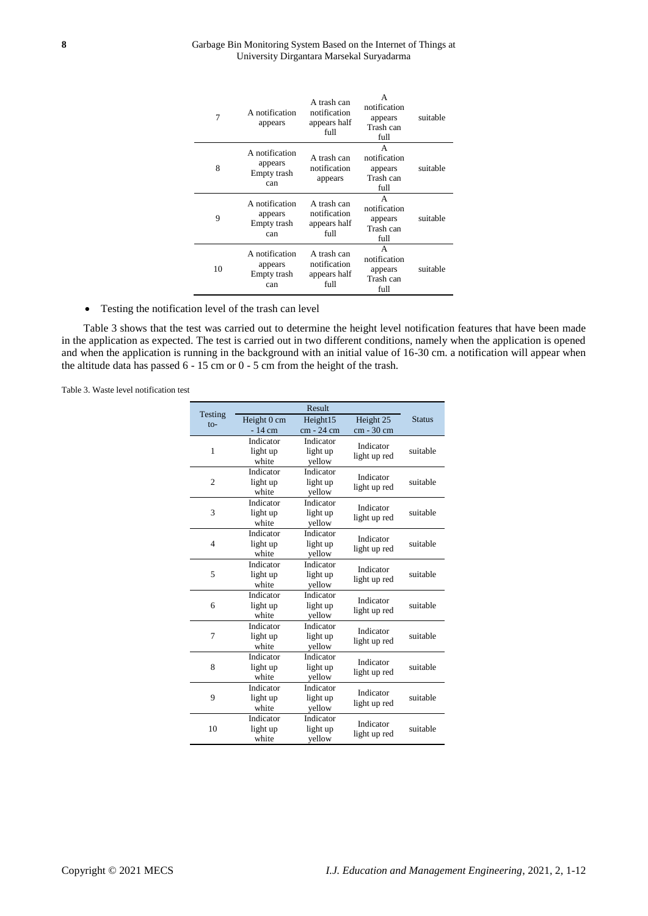| 7 | A notification appears | A trash can notification appears half full | A notification appears Trash can full | suitable |
|---|---|---|---|---|
| 8 | A notification appears Empty trash can | A trash can notification appears | A notification appears Trash can full | suitable |
| 9 | A notification appears Empty trash can | A trash can notification appears half full | A notification appears Trash can full | suitable |
| 10 | A notification appears Empty trash can | A trash can notification appears half full | A notification appears Trash can full | suitable |

- Testing the notification level of the trash can level

Table 3 shows that the test was carried out to determine the height level notification features that have been made in the application as expected. The test is carried out in two different conditions, namely when the application is opened and when the application is running in the background with an initial value of 16-30 cm. a notification will appear when the altitude data has passed 6 - 15 cm or 0 - 5 cm from the height of the trash.

Table 3. Waste level notification test

| Testing to- | Result | | | Status |
|---|---|---|---|---|
| | Height 0 cm - 14 cm | Height15 cm - 24 cm | Height 25 cm - 30 cm | |
| 1 | Indicator light up white | Indicator light up yellow | Indicator light up red | suitable |
| 2 | Indicator light up white | Indicator light up yellow | Indicator light up red | suitable |
| 3 | Indicator light up white | Indicator light up yellow | Indicator light up red | suitable |
| 4 | Indicator light up white | Indicator light up yellow | Indicator light up red | suitable |
| 5 | Indicator light up white | Indicator light up yellow | Indicator light up red | suitable |
| 6 | Indicator light up white | Indicator light up yellow | Indicator light up red | suitable |
| 7 | Indicator light up white | Indicator light up yellow | Indicator light up red | suitable |
| 8 | Indicator light up white | Indicator light up yellow | Indicator light up red | suitable |
| 9 | Indicator light up white | Indicator light up yellow | Indicator light up red | suitable |
| 10 | Indicator light up white | Indicator light up yellow | Indicator light up red | suitable |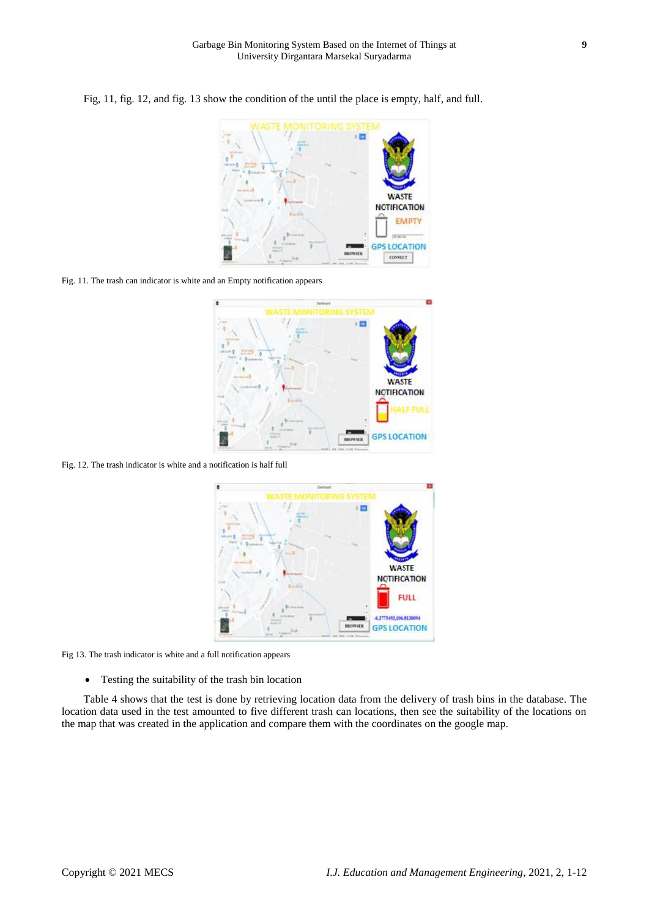Fig, 11, fig. 12, and fig. 13 show the condition of the until the place is empty, half, and full.

Fig. 11. The trash can indicator is white and an Empty notification appears

Fig. 12. The trash indicator is white and a notification is half full

Fig 13. The trash indicator is white and a full notification appears

- Testing the suitability of the trash bin location

Table 4 shows that the test is done by retrieving location data from the delivery of trash bins in the database. The location data used in the test amounted to five different trash can locations, then see the suitability of the locations on the map that was created in the application and compare them with the coordinates on the google map.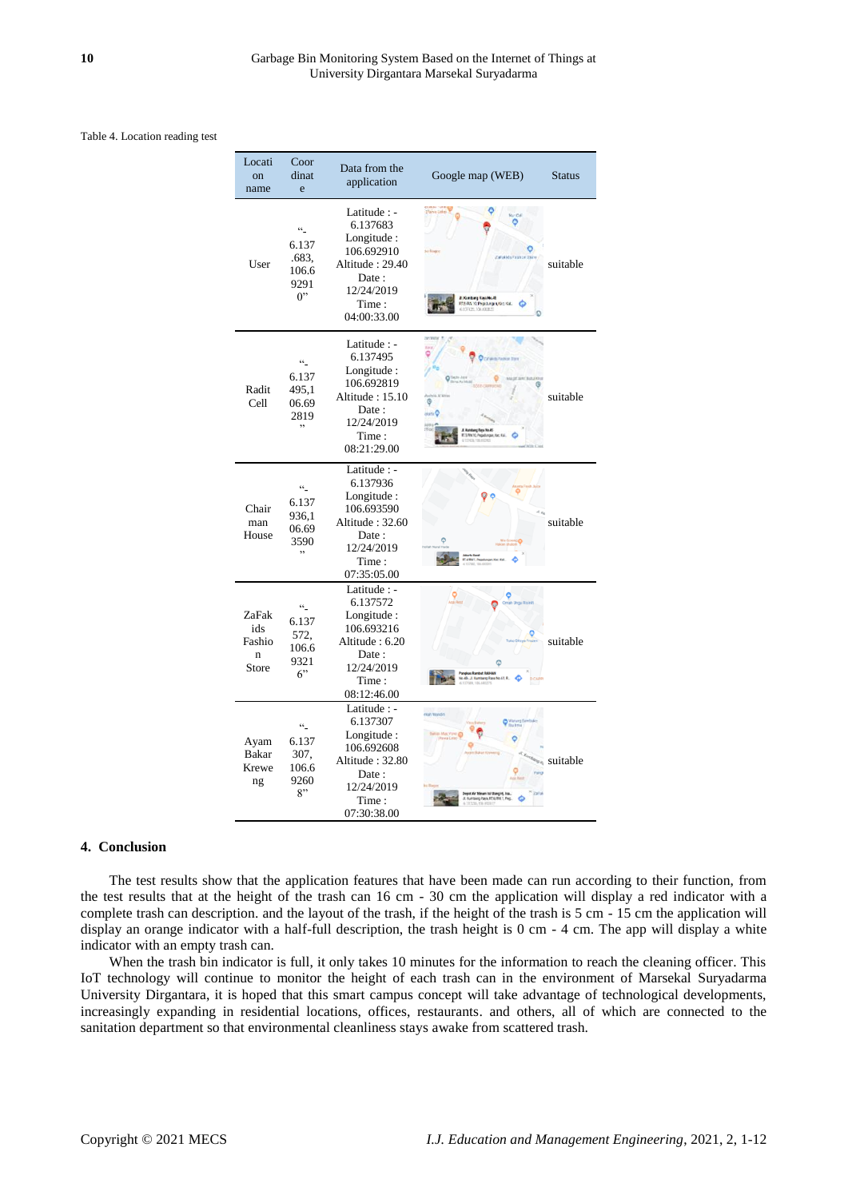Table 4. Location reading test

| Location name | Coordinate | Data from the application | Google map (WEB) | Status |
|---|---|---|---|---|
| User | "-6.137683, 106.692910" | Latitude : -6.137683 Longitude : 106.692910 Altitude : 29.40 Date : 12/24/2019 Time : 04:00:33.00 | | suitable |
| Radit Cell | "-6.137495,106.692819" | Latitude : -6.137495 Longitude : 106.692819 Altitude : 15.10 Date : 12/24/2019 Time : 08:21:29.00 | | suitable |
| Chairman House | "-6.137936,106.693590" | Latitude : -6.137936 Longitude : 106.693590 Altitude : 32.60 Date : 12/24/2019 Time : 07:35:05.00 | | suitable |
| ZaFakids Fashion Store | "-6.137572, 106.693216" | Latitude : -6.137572 Longitude : 106.693216 Altitude : 6.20 Date : 12/24/2019 Time : 08:12:46.00 | | suitable |
| Ayam Bakar Krewer ng | "-6.137307, 106.692608" | Latitude : -6.137307 Longitude : 106.692608 Altitude : 32.80 Date : 12/24/2019 Time : 07:30:38.00 | | suitable |

## 4. Conclusion

The test results show that the application features that have been made can run according to their function, from the test results that at the height of the trash can 16 cm - 30 cm the application will display a red indicator with a complete trash can description. and the layout of the trash, if the height of the trash is 5 cm - 15 cm the application will display an orange indicator with a half-full description, the trash height is 0 cm - 4 cm. The app will display a white indicator with an empty trash can.

When the trash bin indicator is full, it only takes 10 minutes for the information to reach the cleaning officer. This IoT technology will continue to monitor the height of each trash can in the environment of Marsekal Suryadarma University Dirgantara, it is hoped that this smart campus concept will take advantage of technological developments, increasingly expanding in residential locations, offices, restaurants. and others, all of which are connected to the sanitation department so that environmental cleanliness stays awake from scattered trash.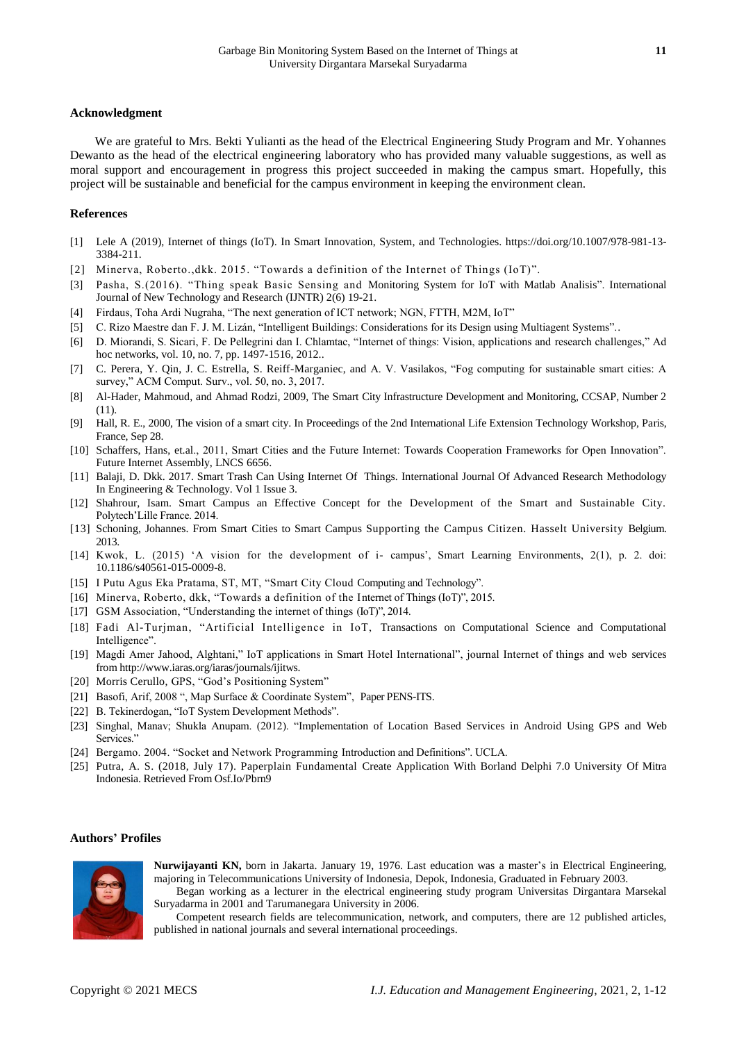## Acknowledgment

We are grateful to Mrs. Bekti Yulianti as the head of the Electrical Engineering Study Program and Mr. Yohannes Dewanto as the head of the electrical engineering laboratory who has provided many valuable suggestions, as well as moral support and encouragement in progress this project succeeded in making the campus smart. Hopefully, this project will be sustainable and beneficial for the campus environment in keeping the environment clean.

## References

[1] Lele A (2019), Internet of things (IoT). In Smart Innovation, System, and Technologies. https://doi.org/10.1007/978-981-13-3384-211.

[2] Minerva, Roberto.,dkk. 2015. "Towards a definition of the Internet of Things (IoT)".

[3] Pasha, S.(2016). "Thing speak Basic Sensing and Monitoring System for IoT with Matlab Analisis". International Journal of New Technology and Research (IJNTR) 2(6) 19-21.

[4] Firdaus, Toha Ardi Nugraha, "The next generation of ICT network; NGN, FTTH, M2M, IoT"

[5] C. Rizo Maestre dan F. J. M. Lizán, "Intelligent Buildings: Considerations for its Design using Multiagent Systems"..

[6] D. Miorandi, S. Sicari, F. De Pellegrini dan I. Chlamtac, "Internet of things: Vision, applications and research challenges," Ad hoc networks, vol. 10, no. 7, pp. 1497-1516, 2012..

[7] C. Perera, Y. Qin, J. C. Estrella, S. Reiff-Marganiec, and A. V. Vasilakos, "Fog computing for sustainable smart cities: A survey," ACM Comput. Surv., vol. 50, no. 3, 2017.

[8] Al-Hader, Mahmoud, and Ahmad Rodzi, 2009, The Smart City Infrastructure Development and Monitoring, CCSAP, Number 2 (11).

[9] Hall, R. E., 2000, The vision of a smart city. In Proceedings of the 2nd International Life Extension Technology Workshop, Paris, France, Sep 28.

[10] Schaffers, Hans, et.al., 2011, Smart Cities and the Future Internet: Towards Cooperation Frameworks for Open Innovation". Future Internet Assembly, LNCS 6656.

[11] Balaji, D. Dkk. 2017. Smart Trash Can Using Internet Of Things. International Journal Of Advanced Research Methodology In Engineering & Technology. Vol 1 Issue 3.

[12] Shahrour, Isam. Smart Campus an Effective Concept for the Development of the Smart and Sustainable City. Polytech'Lille France. 2014.

[13] Schoning, Johannes. From Smart Cities to Smart Campus Supporting the Campus Citizen. Hasselt University Belgium. 2013.

[14] Kwok, L. (2015) 'A vision for the development of i- campus', Smart Learning Environments, 2(1), p. 2. doi: 10.1186/s40561-015-0009-8.

[15] I Putu Agus Eka Pratama, ST, MT, "Smart City Cloud Computing and Technology".

[16] Minerva, Roberto, dkk, "Towards a definition of the Internet of Things (IoT)", 2015.

[17] GSM Association, "Understanding the internet of things (IoT)", 2014.

[18] Fadi Al-Turjman, "Artificial Intelligence in IoT, Transactions on Computational Science and Computational Intelligence".

[19] Magdi Amer Jahood, Alghtani," IoT applications in Smart Hotel International", journal Internet of things and web services from http://www.iaras.org/iaras/journals/ijitws.

[20] Morris Cerullo, GPS, "God's Positioning System"

[21] Basofi, Arif, 2008 ", Map Surface & Coordinate System", Paper PENS-ITS.

[22] B. Tekinerdogan, "IoT System Development Methods".

[23] Singhal, Manav; Shukla Anupam. (2012). "Implementation of Location Based Services in Android Using GPS and Web Services."

[24] Bergamo. 2004. "Socket and Network Programming Introduction and Definitions". UCLA.

[25] Putra, A. S. (2018, July 17). Paperplain Fundamental Create Application With Borland Delphi 7.0 University Of Mitra Indonesia. Retrieved From Osf.Io/Pbrn9

## Authors' Profiles

**Nurwijayanti KN,** born in Jakarta. January 19, 1976. Last education was a master's in Electrical Engineering, majoring in Telecommunications University of Indonesia, Depok, Indonesia, Graduated in February 2003.

Began working as a lecturer in the electrical engineering study program Universitas Dirgantara Marsekal Suryadarma in 2001 and Tarumanegara University in 2006.

Competent research fields are telecommunication, network, and computers, there are 12 published articles, published in national journals and several international proceedings.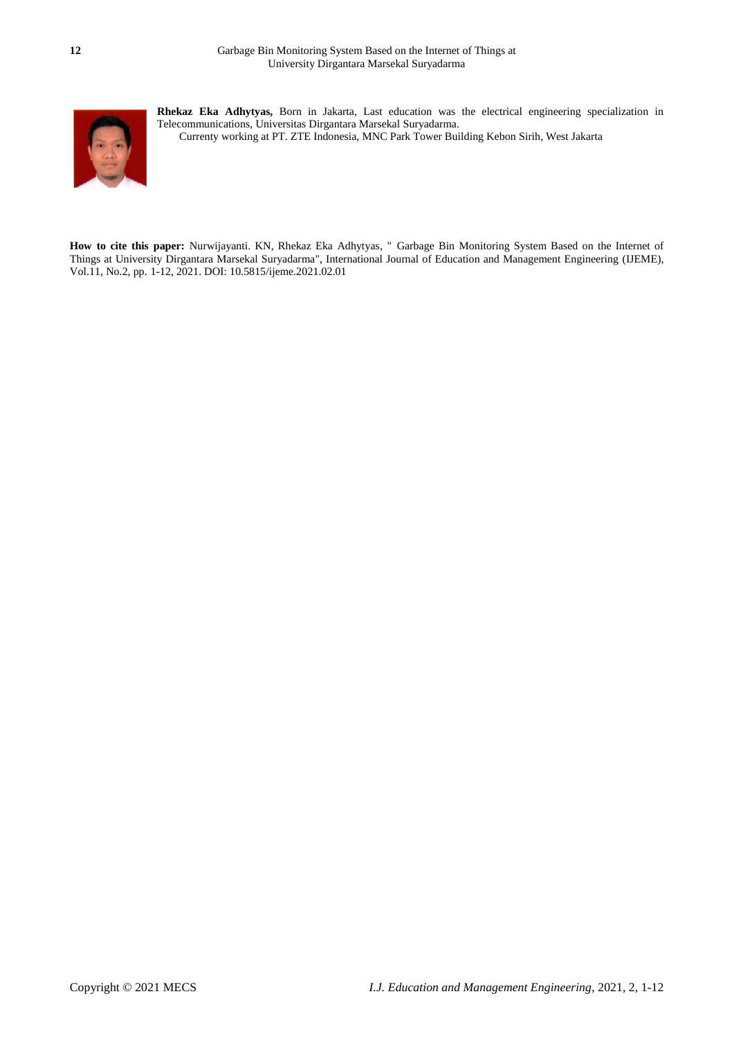**Rhekaz Eka Adhytyas,** Born in Jakarta, Last education was the electrical engineering specialization in Telecommunications, Universitas Dirgantara Marsekal Suryadarma.

Currenty working at PT. ZTE Indonesia, MNC Park Tower Building Kebon Sirih, West Jakarta

**How to cite this paper:** Nurwijayanti. KN, Rhekaz Eka Adhytyas, " Garbage Bin Monitoring System Based on the Internet of Things at University Dirgantara Marsekal Suryadarma", International Journal of Education and Management Engineering (IJEME), Vol.11, No.2, pp. 1-12, 2021. DOI: 10.5815/ijeme.2021.02.01